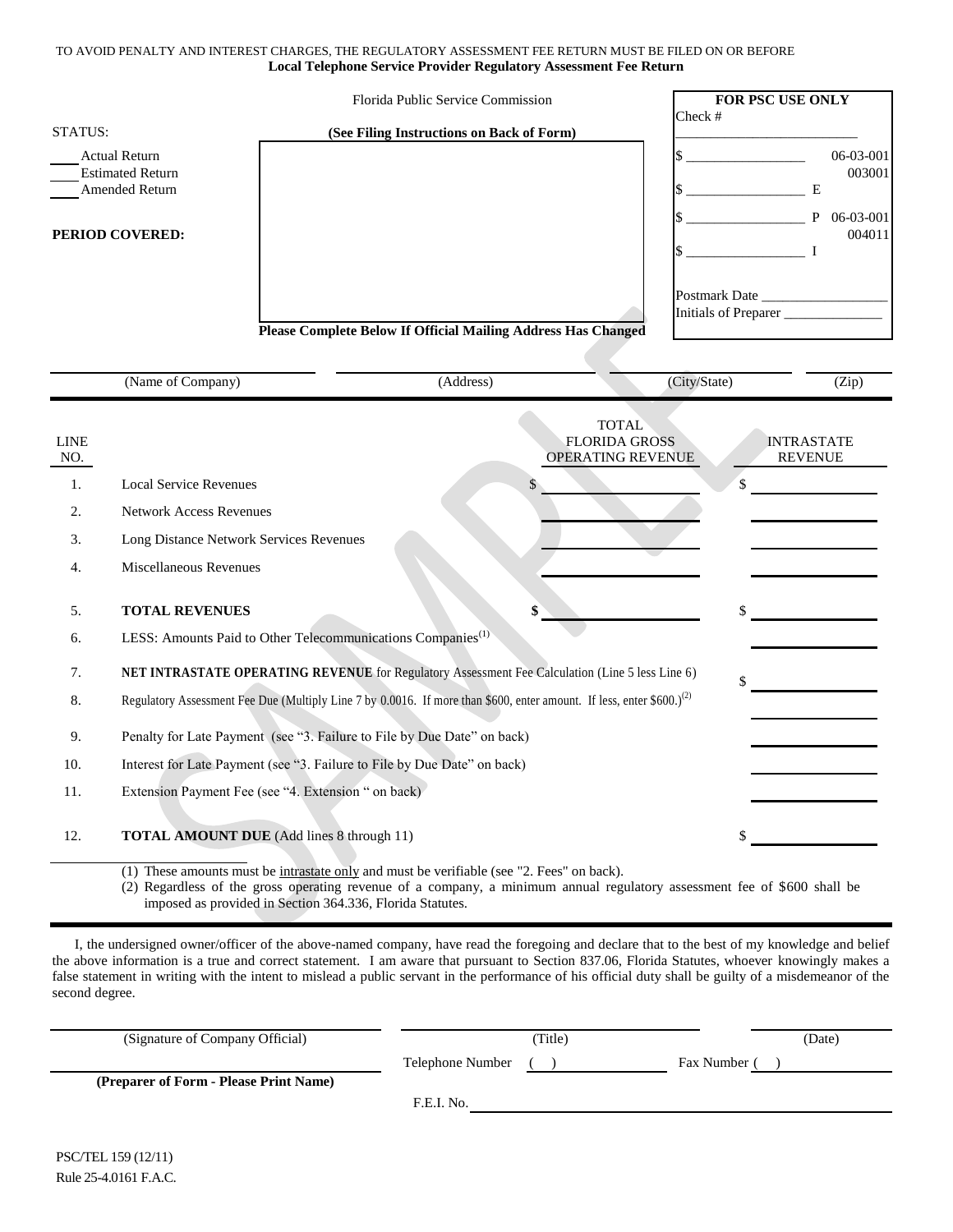TO AVOID PENALTY AND INTEREST CHARGES, THE REGULATORY ASSESSMENT FEE RETURN MUST BE FILED ON OR BEFORE

**Local Telephone Service Provider Regulatory Assessment Fee Return**

Florida Public Service Commission

**(See Filing Instructions on Back of Form)**

STATUS:

____ Actual Return
____ Estimated Return
____ Amended Return

**PERIOD COVERED:**

| **FOR PSC USE ONLY** | |
|---|---|
| Check # ____________ | |
| $ ____________ | 06-03-001 003001 |
| $ ____________ | E |
| $ ____________ | P 06-03-001 004011 |
| $ ____________ | I |
| Postmark Date ____________ | |
| Initials of Preparer ____________ | |

**Please Complete Below If Official Mailing Address Has Changed**

| (Name of Company) | (Address) | (City/State) | (Zip) |
|---|---|---|---|
| | | | |

| LINE NO. | | TOTAL FLORIDA GROSS OPERATING REVENUE | INTRASTATE REVENUE |
|---|---|---|---|
| 1. | Local Service Revenues | $ | $ |
| 2. | Network Access Revenues | | |
| 3. | Long Distance Network Services Revenues | | |
| 4. | Miscellaneous Revenues | | |
| 5. | **TOTAL REVENUES** | **$** | $ |
| 6. | LESS: Amounts Paid to Other Telecommunications Companies[(1)] | | |
| 7. | **NET INTRASTATE OPERATING REVENUE** for Regulatory Assessment Fee Calculation (Line 5 less Line 6) | | $ |
| 8. | Regulatory Assessment Fee Due (Multiply Line 7 by 0.0016. If more than $600, enter amount. If less, enter $600.)[(2)] | | |
| 9. | Penalty for Late Payment (see "3. Failure to File by Due Date" on back) | | |
| 10. | Interest for Late Payment (see "3. Failure to File by Due Date" on back) | | |
| 11. | Extension Payment Fee (see "4. Extension " on back) | | |
| 12. | **TOTAL AMOUNT DUE** (Add lines 8 through 11) | | $ |

(1) These amounts must be intrastate only and must be verifiable (see "2. Fees" on back).
(2) Regardless of the gross operating revenue of a company, a minimum annual regulatory assessment fee of $600 shall be imposed as provided in Section 364.336, Florida Statutes.

I, the undersigned owner/officer of the above-named company, have read the foregoing and declare that to the best of my knowledge and belief the above information is a true and correct statement. I am aware that pursuant to Section 837.06, Florida Statutes, whoever knowingly makes a false statement in writing with the intent to mislead a public servant in the performance of his official duty shall be guilty of a misdemeanor of the second degree.

| (Signature of Company Official) | (Title) | (Date) |
|---|---|---|
| **(Preparer of Form - Please Print Name)** | Telephone Number ( ) | Fax Number ( ) |
| | F.E.I. No. | |

PSC/TEL 159 (12/11)
Rule 25-4.0161 F.A.C.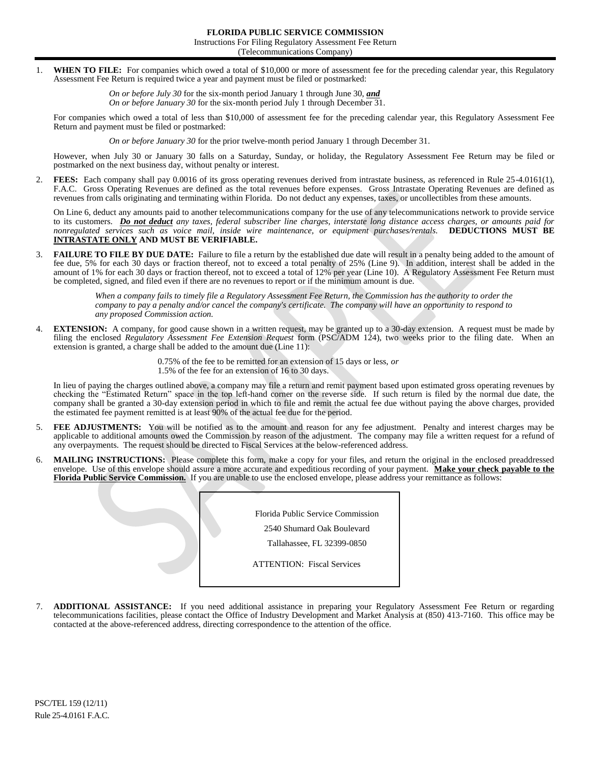**FLORIDA PUBLIC SERVICE COMMISSION**
Instructions For Filing Regulatory Assessment Fee Return
(Telecommunications Company)

1. **WHEN TO FILE:** For companies which owed a total of $10,000 or more of assessment fee for the preceding calendar year, this Regulatory Assessment Fee Return is required twice a year and payment must be filed or postmarked:

   *On or before July 30* for the six-month period January 1 through June 30, ***and***
   *On or before January 30* for the six-month period July 1 through December 31.

   For companies which owed a total of less than $10,000 of assessment fee for the preceding calendar year, this Regulatory Assessment Fee Return and payment must be filed or postmarked:

   *On or before January 30* for the prior twelve-month period January 1 through December 31.

   However, when July 30 or January 30 falls on a Saturday, Sunday, or holiday, the Regulatory Assessment Fee Return may be filed or postmarked on the next business day, without penalty or interest.

2. **FEES:** Each company shall pay 0.0016 of its gross operating revenues derived from intrastate business, as referenced in Rule 25-4.0161(1), F.A.C. Gross Operating Revenues are defined as the total revenues before expenses. Gross Intrastate Operating Revenues are defined as revenues from calls originating and terminating within Florida. Do not deduct any expenses, taxes, or uncollectibles from these amounts.

   On Line 6, deduct any amounts paid to another telecommunications company for the use of any telecommunications network to provide service to its customers. ***Do not deduct*** *any taxes, federal subscriber line charges, interstate long distance access charges, or amounts paid for nonregulated services such as voice mail, inside wire maintenance, or equipment purchases/rentals.* **DEDUCTIONS MUST BE INTRASTATE ONLY AND MUST BE VERIFIABLE.**

3. **FAILURE TO FILE BY DUE DATE:** Failure to file a return by the established due date will result in a penalty being added to the amount of fee due, 5% for each 30 days or fraction thereof, not to exceed a total penalty of 25% (Line 9). In addition, interest shall be added in the amount of 1% for each 30 days or fraction thereof, not to exceed a total of 12% per year (Line 10). A Regulatory Assessment Fee Return must be completed, signed, and filed even if there are no revenues to report or if the minimum amount is due.

   *When a company fails to timely file a Regulatory Assessment Fee Return, the Commission has the authority to order the company to pay a penalty and/or cancel the company's certificate. The company will have an opportunity to respond to any proposed Commission action.*

4. **EXTENSION:** A company, for good cause shown in a written request, may be granted up to a 30-day extension. A request must be made by filing the enclosed *Regulatory Assessment Fee Extension Request* form (PSC/ADM 124), two weeks prior to the filing date. When an extension is granted, a charge shall be added to the amount due (Line 11):

   0.75% of the fee to be remitted for an extension of 15 days or less, *or*
   1.5% of the fee for an extension of 16 to 30 days.

   In lieu of paying the charges outlined above, a company may file a return and remit payment based upon estimated gross operating revenues by checking the "Estimated Return" space in the top left-hand corner on the reverse side. If such return is filed by the normal due date, the company shall be granted a 30-day extension period in which to file and remit the actual fee due without paying the above charges, provided the estimated fee payment remitted is at least 90% of the actual fee due for the period.

5. **FEE ADJUSTMENTS:** You will be notified as to the amount and reason for any fee adjustment. Penalty and interest charges may be applicable to additional amounts owed the Commission by reason of the adjustment. The company may file a written request for a refund of any overpayments. The request should be directed to Fiscal Services at the below-referenced address.

6. **MAILING INSTRUCTIONS:** Please complete this form, make a copy for your files, and return the original in the enclosed preaddressed envelope. Use of this envelope should assure a more accurate and expeditious recording of your payment. **Make your check payable to the Florida Public Service Commission.** If you are unable to use the enclosed envelope, please address your remittance as follows:

   Florida Public Service Commission
   2540 Shumard Oak Boulevard
   Tallahassee, FL 32399-0850

   ATTENTION: Fiscal Services

7. **ADDITIONAL ASSISTANCE:** If you need additional assistance in preparing your Regulatory Assessment Fee Return or regarding telecommunications facilities, please contact the Office of Industry Development and Market Analysis at (850) 413-7160. This office may be contacted at the above-referenced address, directing correspondence to the attention of the office.

PSC/TEL 159 (12/11)
Rule 25-4.0161 F.A.C.